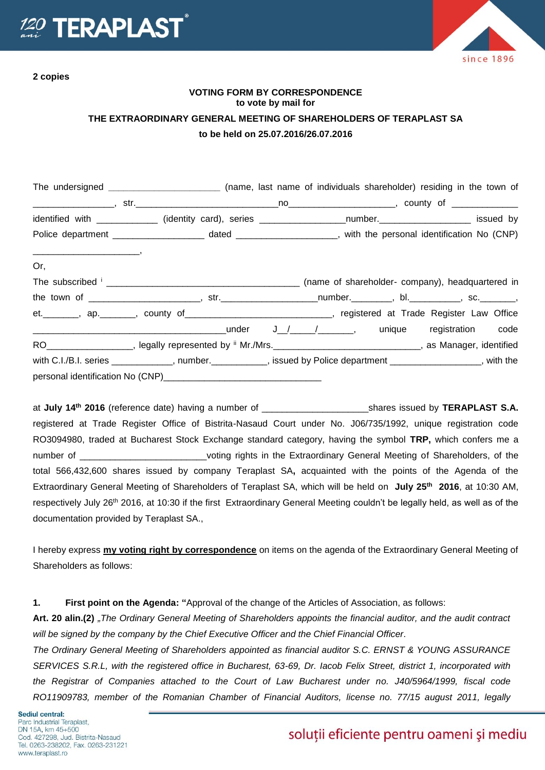**2 copies**

**VOTING FORM BY CORRESPONDENCE**
**to vote by mail for**

**THE EXTRAORDINARY GENERAL MEETING OF SHAREHOLDERS OF TERAPLAST SA**

**to be held on 25.07.2016/26.07.2016**

The undersigned ______________________ (name, last name of individuals shareholder) residing in the town of ________________, str.____________________________no____________________, county of _____________ identified with ____________ (identity card), series _________________number.__________________ issued by Police department __________________ dated ____________________, with the personal identification No (CNP) ______________________,

Or,

The subscribed [i] ______________________________________ (name of shareholder- company), headquartered in the town of ______________________, str.___________________number.________, bl.__________, sc._______, et._______, ap._______, county of_____________________________, registered at Trade Register Law Office ______________________________________under J__/_____/_______, unique registration code RO_________________, legally represented by [ii] Mr./Mrs._______________________________, as Manager, identified with C.I./B.I. series ____________, number.___________, issued by Police department __________________, with the personal identification No (CNP)________________________________

at **July 14th 2016** (reference date) having a number of _____________________shares issued by **TERAPLAST S.A.** registered at Trade Register Office of Bistrita-Nasaud Court under No. J06/735/1992, unique registration code RO3094980, traded at Bucharest Stock Exchange standard category, having the symbol **TRP,** which confers me a number of _________________________voting rights in the Extraordinary General Meeting of Shareholders, of the total 566,432,600 shares issued by company Teraplast SA**,** acquainted with the points of the Agenda of the Extraordinary General Meeting of Shareholders of Teraplast SA, which will be held on **July 25th 2016**, at 10:30 AM, respectively July 26th 2016, at 10:30 if the first Extraordinary General Meeting couldn't be legally held, as well as of the documentation provided by Teraplast SA.,

I hereby express **my voting right by correspondence** on items on the agenda of the Extraordinary General Meeting of Shareholders as follows:

**1. First point on the Agenda: "**Approval of the change of the Articles of Association, as follows:

**Art. 20 alin.(2)** *„The Ordinary General Meeting of Shareholders appoints the financial auditor, and the audit contract will be signed by the company by the Chief Executive Officer and the Chief Financial Officer.*

*The Ordinary General Meeting of Shareholders appointed as financial auditor S.C. ERNST & YOUNG ASSURANCE SERVICES S.R.L, with the registered office in Bucharest, 63-69, Dr. Iacob Felix Street, district 1, incorporated with the Registrar of Companies attached to the Court of Law Bucharest under no. J40/5964/1999, fiscal code RO11909783, member of the Romanian Chamber of Financial Auditors, license no. 77/15 august 2011, legally*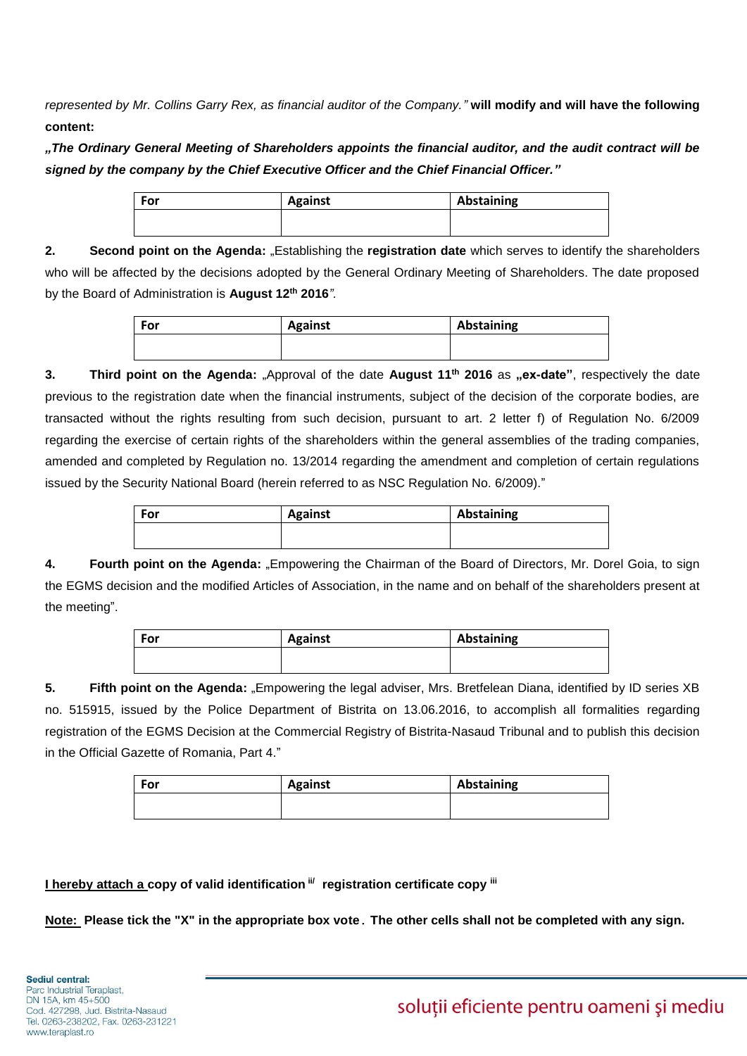*represented by Mr. Collins Garry Rex, as financial auditor of the Company."* **will modify and will have the following content:**

***„The Ordinary General Meeting of Shareholders appoints the financial auditor, and the audit contract will be signed by the company by the Chief Executive Officer and the Chief Financial Officer."***

| For | Against | Abstaining |
|---|---|---|
| | | |

**2. Second point on the Agenda:** „Establishing the **registration date** which serves to identify the shareholders who will be affected by the decisions adopted by the General Ordinary Meeting of Shareholders. The date proposed by the Board of Administration is **August 12th 2016**".

| For | Against | Abstaining |
|---|---|---|
| | | |

**3. Third point on the Agenda:** „Approval of the date **August 11th 2016** as **„ex-date"**, respectively the date previous to the registration date when the financial instruments, subject of the decision of the corporate bodies, are transacted without the rights resulting from such decision, pursuant to art. 2 letter f) of Regulation No. 6/2009 regarding the exercise of certain rights of the shareholders within the general assemblies of the trading companies, amended and completed by Regulation no. 13/2014 regarding the amendment and completion of certain regulations issued by the Security National Board (herein referred to as NSC Regulation No. 6/2009)."

| For | Against | Abstaining |
|---|---|---|
| | | |

**4. Fourth point on the Agenda:** „Empowering the Chairman of the Board of Directors, Mr. Dorel Goia, to sign the EGMS decision and the modified Articles of Association, in the name and on behalf of the shareholders present at the meeting".

| For | Against | Abstaining |
|---|---|---|
| | | |

**5. Fifth point on the Agenda:** „Empowering the legal adviser, Mrs. Bretfelean Diana, identified by ID series XB no. 515915, issued by the Police Department of Bistrita on 13.06.2016, to accomplish all formalities regarding registration of the EGMS Decision at the Commercial Registry of Bistrita-Nasaud Tribunal and to publish this decision in the Official Gazette of Romania, Part 4."

| For | Against | Abstaining |
|---|---|---|
| | | |

**I hereby attach a copy of valid identification [ii/] registration certificate copy [iii]**

**Note: Please tick the "X" in the appropriate box vote. The other cells shall not be completed with any sign.**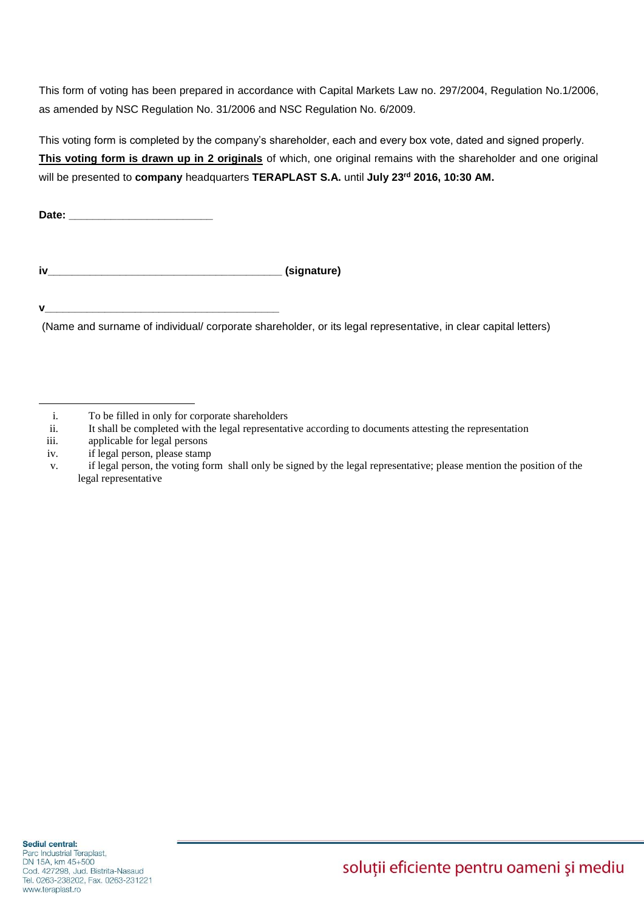This form of voting has been prepared in accordance with Capital Markets Law no. 297/2004, Regulation No.1/2006, as amended by NSC Regulation No. 31/2006 and NSC Regulation No. 6/2009.

This voting form is completed by the company's shareholder, each and every box vote, dated and signed properly. **This voting form is drawn up in 2 originals** of which, one original remains with the shareholder and one original will be presented to **company** headquarters **TERAPLAST S.A.** until **July 23rd 2016, 10:30 AM.**

**Date:** ________________________

**iv**________________________________________ **(signature)**

**v**________________________________________

(Name and surname of individual/ corporate shareholder, or its legal representative, in clear capital letters)

---

i. To be filled in only for corporate shareholders
ii. It shall be completed with the legal representative according to documents attesting the representation
iii. applicable for legal persons
iv. if legal person, please stamp
v. if legal person, the voting form shall only be signed by the legal representative; please mention the position of the legal representative